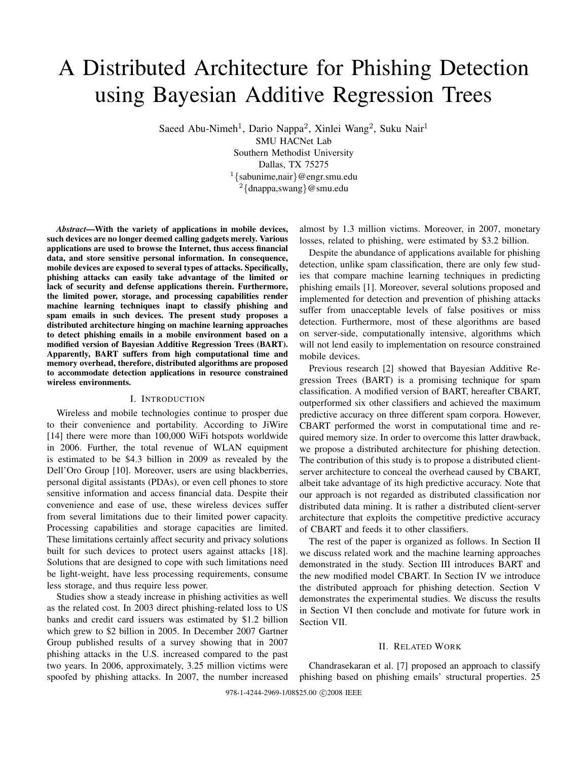# A Distributed Architecture for Phishing Detection using Bayesian Additive Regression Trees

Saeed Abu-Nimeh[1], Dario Nappa[2], Xinlei Wang[2], Suku Nair[1]
SMU HACNet Lab
Southern Methodist University
Dallas, TX 75275
[1]{sabunime,nair}@engr.smu.edu
[2]{dnappa,swang}@smu.edu

***Abstract*—With the variety of applications in mobile devices, such devices are no longer deemed calling gadgets merely. Various applications are used to browse the Internet, thus access financial data, and store sensitive personal information. In consequence, mobile devices are exposed to several types of attacks. Specifically, phishing attacks can easily take advantage of the limited or lack of security and defense applications therein. Furthermore, the limited power, storage, and processing capabilities render machine learning techniques inapt to classify phishing and spam emails in such devices. The present study proposes a distributed architecture hinging on machine learning approaches to detect phishing emails in a mobile environment based on a modified version of Bayesian Additive Regression Trees (BART). Apparently, BART suffers from high computational time and memory overhead, therefore, distributed algorithms are proposed to accommodate detection applications in resource constrained wireless environments.**

## I. Introduction

Wireless and mobile technologies continue to prosper due to their convenience and portability. According to JiWire [14] there were more than 100,000 WiFi hotspots worldwide in 2006. Further, the total revenue of WLAN equipment is estimated to be $4.3 billion in 2009 as revealed by the Dell'Oro Group [10]. Moreover, users are using blackberries, personal digital assistants (PDAs), or even cell phones to store sensitive information and access financial data. Despite their convenience and ease of use, these wireless devices suffer from several limitations due to their limited power capacity. Processing capabilities and storage capacities are limited. These limitations certainly affect security and privacy solutions built for such devices to protect users against attacks [18]. Solutions that are designed to cope with such limitations need be light-weight, have less processing requirements, consume less storage, and thus require less power.

Studies show a steady increase in phishing activities as well as the related cost. In 2003 direct phishing-related loss to US banks and credit card issuers was estimated by $1.2 billion which grew to $2 billion in 2005. In December 2007 Gartner Group published results of a survey showing that in 2007 phishing attacks in the U.S. increased compared to the past two years. In 2006, approximately, 3.25 million victims were spoofed by phishing attacks. In 2007, the number increased almost by 1.3 million victims. Moreover, in 2007, monetary losses, related to phishing, were estimated by $3.2 billion.

Despite the abundance of applications available for phishing detection, unlike spam classification, there are only few studies that compare machine learning techniques in predicting phishing emails [1]. Moreover, several solutions proposed and implemented for detection and prevention of phishing attacks suffer from unacceptable levels of false positives or miss detection. Furthermore, most of these algorithms are based on server-side, computationally intensive, algorithms which will not lend easily to implementation on resource constrained mobile devices.

Previous research [2] showed that Bayesian Additive Regression Trees (BART) is a promising technique for spam classification. A modified version of BART, hereafter CBART, outperformed six other classifiers and achieved the maximum predictive accuracy on three different spam corpora. However, CBART performed the worst in computational time and required memory size. In order to overcome this latter drawback, we propose a distributed architecture for phishing detection. The contribution of this study is to propose a distributed client-server architecture to conceal the overhead caused by CBART, albeit take advantage of its high predictive accuracy. Note that our approach is not regarded as distributed classification nor distributed data mining. It is rather a distributed client-server architecture that exploits the competitive predictive accuracy of CBART and feeds it to other classifiers.

The rest of the paper is organized as follows. In Section II we discuss related work and the machine learning approaches demonstrated in the study. Section III introduces BART and the new modified model CBART. In Section IV we introduce the distributed approach for phishing detection. Section V demonstrates the experimental studies. We discuss the results in Section VI then conclude and motivate for future work in Section VII.

## II. Related Work

Chandrasekaran et al. [7] proposed an approach to classify phishing based on phishing emails' structural properties. 25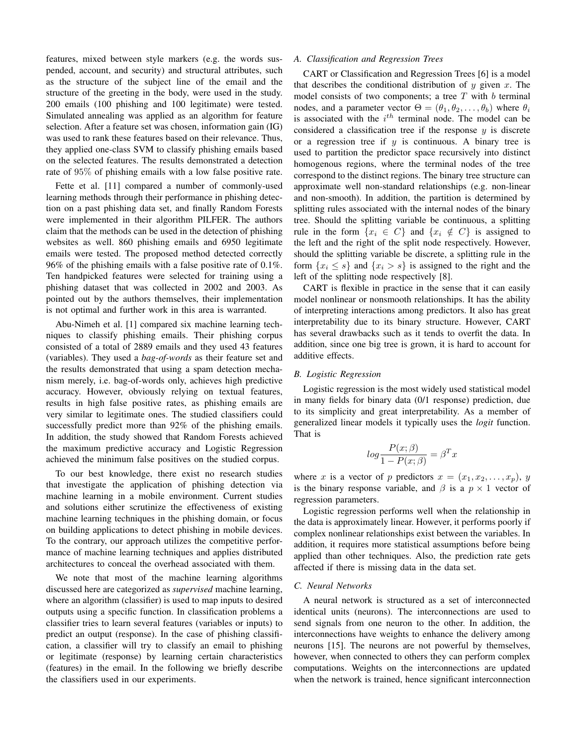features, mixed between style markers (e.g. the words suspended, account, and security) and structural attributes, such as the structure of the subject line of the email and the structure of the greeting in the body, were used in the study. 200 emails (100 phishing and 100 legitimate) were tested. Simulated annealing was applied as an algorithm for feature selection. After a feature set was chosen, information gain (IG) was used to rank these features based on their relevance. Thus, they applied one-class SVM to classify phishing emails based on the selected features. The results demonstrated a detection rate of $95\%$ of phishing emails with a low false positive rate.

Fette et al. [11] compared a number of commonly-used learning methods through their performance in phishing detection on a past phishing data set, and finally Random Forests were implemented in their algorithm PILFER. The authors claim that the methods can be used in the detection of phishing websites as well. 860 phishing emails and 6950 legitimate emails were tested. The proposed method detected correctly 96% of the phishing emails with a false positive rate of 0.1%. Ten handpicked features were selected for training using a phishing dataset that was collected in 2002 and 2003. As pointed out by the authors themselves, their implementation is not optimal and further work in this area is warranted.

Abu-Nimeh et al. [1] compared six machine learning techniques to classify phishing emails. Their phishing corpus consisted of a total of 2889 emails and they used 43 features (variables). They used a *bag-of-words* as their feature set and the results demonstrated that using a spam detection mechanism merely, i.e. bag-of-words only, achieves high predictive accuracy. However, obviously relying on textual features, results in high false positive rates, as phishing emails are very similar to legitimate ones. The studied classifiers could successfully predict more than 92% of the phishing emails. In addition, the study showed that Random Forests achieved the maximum predictive accuracy and Logistic Regression achieved the minimum false positives on the studied corpus.

To our best knowledge, there exist no research studies that investigate the application of phishing detection via machine learning in a mobile environment. Current studies and solutions either scrutinize the effectiveness of existing machine learning techniques in the phishing domain, or focus on building applications to detect phishing in mobile devices. To the contrary, our approach utilizes the competitive performance of machine learning techniques and applies distributed architectures to conceal the overhead associated with them.

We note that most of the machine learning algorithms discussed here are categorized as *supervised* machine learning, where an algorithm (classifier) is used to map inputs to desired outputs using a specific function. In classification problems a classifier tries to learn several features (variables or inputs) to predict an output (response). In the case of phishing classification, a classifier will try to classify an email to phishing or legitimate (response) by learning certain characteristics (features) in the email. In the following we briefly describe the classifiers used in our experiments.

### *A. Classification and Regression Trees*

CART or Classification and Regression Trees [6] is a model that describes the conditional distribution of $y$ given $x$. The model consists of two components; a tree $T$ with $b$ terminal nodes, and a parameter vector $\Theta = (\theta_1, \theta_2, \ldots, \theta_b)$ where $\theta_i$ is associated with the $i^{th}$ terminal node. The model can be considered a classification tree if the response $y$ is discrete or a regression tree if $y$ is continuous. A binary tree is used to partition the predictor space recursively into distinct homogenous regions, where the terminal nodes of the tree correspond to the distinct regions. The binary tree structure can approximate well non-standard relationships (e.g. non-linear and non-smooth). In addition, the partition is determined by splitting rules associated with the internal nodes of the binary tree. Should the splitting variable be continuous, a splitting rule in the form $\{x_i \in C\}$ and $\{x_i \notin C\}$ is assigned to the left and the right of the split node respectively. However, should the splitting variable be discrete, a splitting rule in the form $\{x_i \leq s\}$ and $\{x_i > s\}$ is assigned to the right and the left of the splitting node respectively [8].

CART is flexible in practice in the sense that it can easily model nonlinear or nonsmooth relationships. It has the ability of interpreting interactions among predictors. It also has great interpretability due to its binary structure. However, CART has several drawbacks such as it tends to overfit the data. In addition, since one big tree is grown, it is hard to account for additive effects.

### *B. Logistic Regression*

Logistic regression is the most widely used statistical model in many fields for binary data (0/1 response) prediction, due to its simplicity and great interpretability. As a member of generalized linear models it typically uses the *logit* function. That is

$$log\frac{P(x;\beta)}{1-P(x;\beta)} = \beta^T x$$

where $x$ is a vector of $p$ predictors $x = (x_1, x_2, \ldots, x_p)$, $y$ is the binary response variable, and $\beta$ is a $p \times 1$ vector of regression parameters.

Logistic regression performs well when the relationship in the data is approximately linear. However, it performs poorly if complex nonlinear relationships exist between the variables. In addition, it requires more statistical assumptions before being applied than other techniques. Also, the prediction rate gets affected if there is missing data in the data set.

### *C. Neural Networks*

A neural network is structured as a set of interconnected identical units (neurons). The interconnections are used to send signals from one neuron to the other. In addition, the interconnections have weights to enhance the delivery among neurons [15]. The neurons are not powerful by themselves, however, when connected to others they can perform complex computations. Weights on the interconnections are updated when the network is trained, hence significant interconnection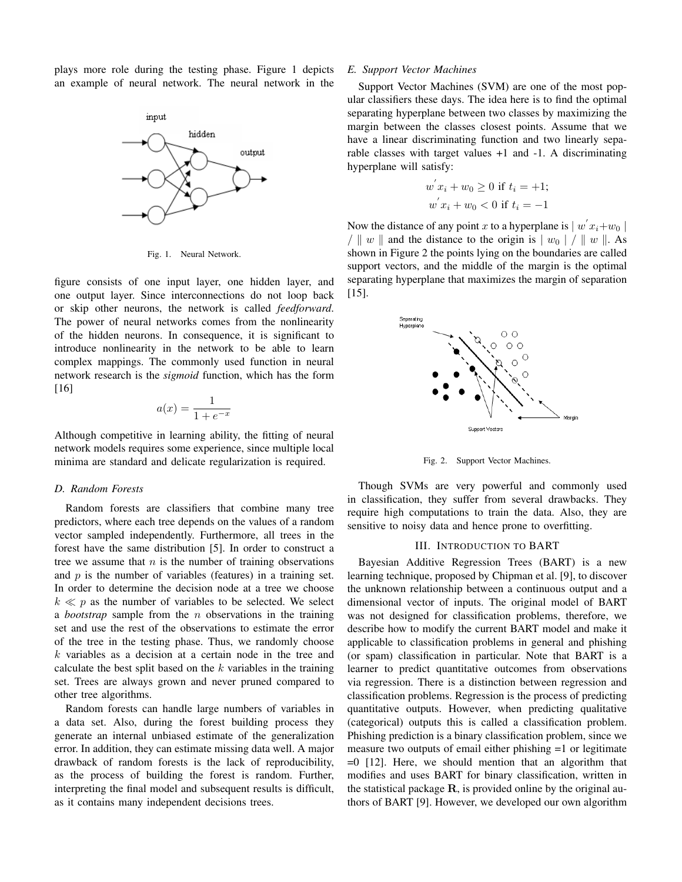plays more role during the testing phase. Figure 1 depicts an example of neural network. The neural network in the figure consists of one input layer, one hidden layer, and one output layer. Since interconnections do not loop back or skip other neurons, the network is called *feedforward*. The power of neural networks comes from the nonlinearity of the hidden neurons. In consequence, it is significant to introduce nonlinearity in the network to be able to learn complex mappings. The commonly used function in neural network research is the *sigmoid* function, which has the form [16]

input
hidden
output

Fig. 1. Neural Network.

$$a(x) = \frac{1}{1 + e^{-x}}$$

Although competitive in learning ability, the fitting of neural network models requires some experience, since multiple local minima are standard and delicate regularization is required.

### D. Random Forests

Random forests are classifiers that combine many tree predictors, where each tree depends on the values of a random vector sampled independently. Furthermore, all trees in the forest have the same distribution [5]. In order to construct a tree we assume that $n$ is the number of training observations and $p$ is the number of variables (features) in a training set. In order to determine the decision node at a tree we choose $k \ll p$ as the number of variables to be selected. We select a *bootstrap* sample from the $n$ observations in the training set and use the rest of the observations to estimate the error of the tree in the testing phase. Thus, we randomly choose $k$ variables as a decision at a certain node in the tree and calculate the best split based on the $k$ variables in the training set. Trees are always grown and never pruned compared to other tree algorithms.

Random forests can handle large numbers of variables in a data set. Also, during the forest building process they generate an internal unbiased estimate of the generalization error. In addition, they can estimate missing data well. A major drawback of random forests is the lack of reproducibility, as the process of building the forest is random. Further, interpreting the final model and subsequent results is difficult, as it contains many independent decisions trees.

### E. Support Vector Machines

Support Vector Machines (SVM) are one of the most popular classifiers these days. The idea here is to find the optimal separating hyperplane between two classes by maximizing the margin between the classes closest points. Assume that we have a linear discriminating function and two linearly separable classes with target values +1 and -1. A discriminating hyperplane will satisfy:

$$w^{'} x_i + w_0 \geq 0 \text{ if } t_i = +1;$$
$$w^{'} x_i + w_0 < 0 \text{ if } t_i = -1$$

Now the distance of any point $x$ to a hyperplane is $\mid w^{'} x_i + w_0 \mid / \parallel w \parallel$ and the distance to the origin is $\mid w_0 \mid / \parallel w \parallel$. As shown in Figure 2 the points lying on the boundaries are called support vectors, and the middle of the margin is the optimal separating hyperplane that maximizes the margin of separation [15].

Separating Hyperplane
Margin
Support Vectors

Fig. 2. Support Vector Machines.

Though SVMs are very powerful and commonly used in classification, they suffer from several drawbacks. They require high computations to train the data. Also, they are sensitive to noisy data and hence prone to overfitting.

## III. Introduction to BART

Bayesian Additive Regression Trees (BART) is a new learning technique, proposed by Chipman et al. [9], to discover the unknown relationship between a continuous output and a dimensional vector of inputs. The original model of BART was not designed for classification problems, therefore, we describe how to modify the current BART model and make it applicable to classification problems in general and phishing (or spam) classification in particular. Note that BART is a learner to predict quantitative outcomes from observations via regression. There is a distinction between regression and classification problems. Regression is the process of predicting quantitative outputs. However, when predicting qualitative (categorical) outputs this is called a classification problem. Phishing prediction is a binary classification problem, since we measure two outputs of email either phishing =1 or legitimate =0 [12]. Here, we should mention that an algorithm that modifies and uses BART for binary classification, written in the statistical package **R**, is provided online by the original authors of BART [9]. However, we developed our own algorithm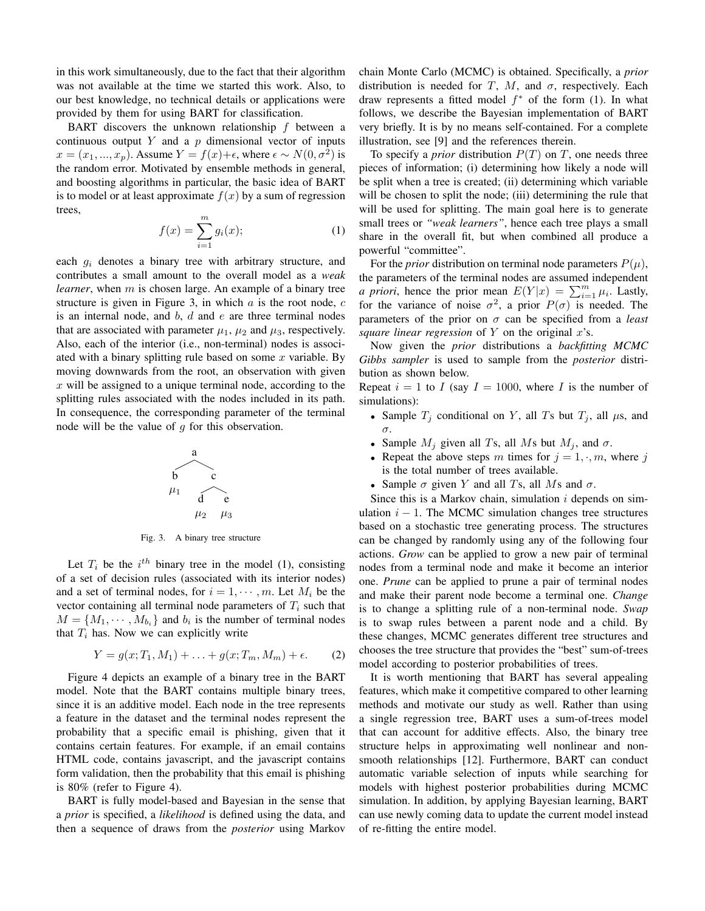in this work simultaneously, due to the fact that their algorithm was not available at the time we started this work. Also, to our best knowledge, no technical details or applications were provided by them for using BART for classification.

BART discovers the unknown relationship $f$ between a continuous output $Y$ and a $p$ dimensional vector of inputs $x = (x_1, ..., x_p)$. Assume $Y = f(x)+\epsilon$, where $\epsilon \sim N(0, \sigma^2)$ is the random error. Motivated by ensemble methods in general, and boosting algorithms in particular, the basic idea of BART is to model or at least approximate $f(x)$ by a sum of regression trees,

$$f(x) = \sum_{i=1}^{m} g_i(x); \tag{1}$$

each $g_i$ denotes a binary tree with arbitrary structure, and contributes a small amount to the overall model as a *weak learner*, when $m$ is chosen large. An example of a binary tree structure is given in Figure 3, in which $a$ is the root node, $c$ is an internal node, and $b$, $d$ and $e$ are three terminal nodes that are associated with parameter $\mu_1$, $\mu_2$ and $\mu_3$, respectively. Also, each of the interior (i.e., non-terminal) nodes is associated with a binary splitting rule based on some $x$ variable. By moving downwards from the root, an observation with given $x$ will be assigned to a unique terminal node, according to the splitting rules associated with the nodes included in its path. In consequence, the corresponding parameter of the terminal node will be the value of $g$ for this observation.

```
        a
       / \
      b   c
     μ1  / \
        d   e
       μ2   μ3
```

Fig. 3. A binary tree structure

Let $T_i$ be the $i^{th}$ binary tree in the model (1), consisting of a set of decision rules (associated with its interior nodes) and a set of terminal nodes, for $i = 1, \cdots, m$. Let $M_i$ be the vector containing all terminal node parameters of $T_i$ such that $M = \{M_1, \cdots, M_{b_i}\}$ and $b_i$ is the number of terminal nodes that $T_i$ has. Now we can explicitly write

$$Y = g(x; T_1, M_1) + \ldots + g(x; T_m, M_m) + \epsilon. \tag{2}$$

Figure 4 depicts an example of a binary tree in the BART model. Note that the BART contains multiple binary trees, since it is an additive model. Each node in the tree represents a feature in the dataset and the terminal nodes represent the probability that a specific email is phishing, given that it contains certain features. For example, if an email contains HTML code, contains javascript, and the javascript contains form validation, then the probability that this email is phishing is 80% (refer to Figure 4).

BART is fully model-based and Bayesian in the sense that a *prior* is specified, a *likelihood* is defined using the data, and then a sequence of draws from the *posterior* using Markov chain Monte Carlo (MCMC) is obtained. Specifically, a *prior* distribution is needed for $T$, $M$, and $\sigma$, respectively. Each draw represents a fitted model $f^*$ of the form (1). In what follows, we describe the Bayesian implementation of BART very briefly. It is by no means self-contained. For a complete illustration, see [9] and the references therein.

To specify a *prior* distribution $P(T)$ on $T$, one needs three pieces of information; (i) determining how likely a node will be split when a tree is created; (ii) determining which variable will be chosen to split the node; (iii) determining the rule that will be used for splitting. The main goal here is to generate small trees or *"weak learners"*, hence each tree plays a small share in the overall fit, but when combined all produce a powerful "committee".

For the *prior* distribution on terminal node parameters $P(\mu)$, the parameters of the terminal nodes are assumed independent *a priori*, hence the prior mean $E(Y|x) = \sum_{i=1}^{m} \mu_i$. Lastly, for the variance of noise $\sigma^2$, a prior $P(\sigma)$ is needed. The parameters of the prior on $\sigma$ can be specified from a *least square linear regression* of $Y$ on the original $x$'s.

Now given the *prior* distributions a *backfitting MCMC Gibbs sampler* is used to sample from the *posterior* distribution as shown below.

Repeat $i = 1$ to $I$ (say $I = 1000$, where $I$ is the number of simulations):

- Sample $T_j$ conditional on $Y$, all $T$s but $T_j$, all $\mu$s, and $\sigma$.
- Sample $M_j$ given all $T$s, all $M$s but $M_j$, and $\sigma$.
- Repeat the above steps $m$ times for $j = 1, \cdot, m$, where $j$ is the total number of trees available.
- Sample $\sigma$ given $Y$ and all $T$s, all $M$s and $\sigma$.

Since this is a Markov chain, simulation $i$ depends on simulation $i - 1$. The MCMC simulation changes tree structures based on a stochastic tree generating process. The structures can be changed by randomly using any of the following four actions. *Grow* can be applied to grow a new pair of terminal nodes from a terminal node and make it become an interior one. *Prune* can be applied to prune a pair of terminal nodes and make their parent node become a terminal one. *Change* is to change a splitting rule of a non-terminal node. *Swap* is to swap rules between a parent node and a child. By these changes, MCMC generates different tree structures and chooses the tree structure that provides the "best" sum-of-trees model according to posterior probabilities of trees.

It is worth mentioning that BART has several appealing features, which make it competitive compared to other learning methods and motivate our study as well. Rather than using a single regression tree, BART uses a sum-of-trees model that can account for additive effects. Also, the binary tree structure helps in approximating well nonlinear and non-smooth relationships [12]. Furthermore, BART can conduct automatic variable selection of inputs while searching for models with highest posterior probabilities during MCMC simulation. In addition, by applying Bayesian learning, BART can use newly coming data to update the current model instead of re-fitting the entire model.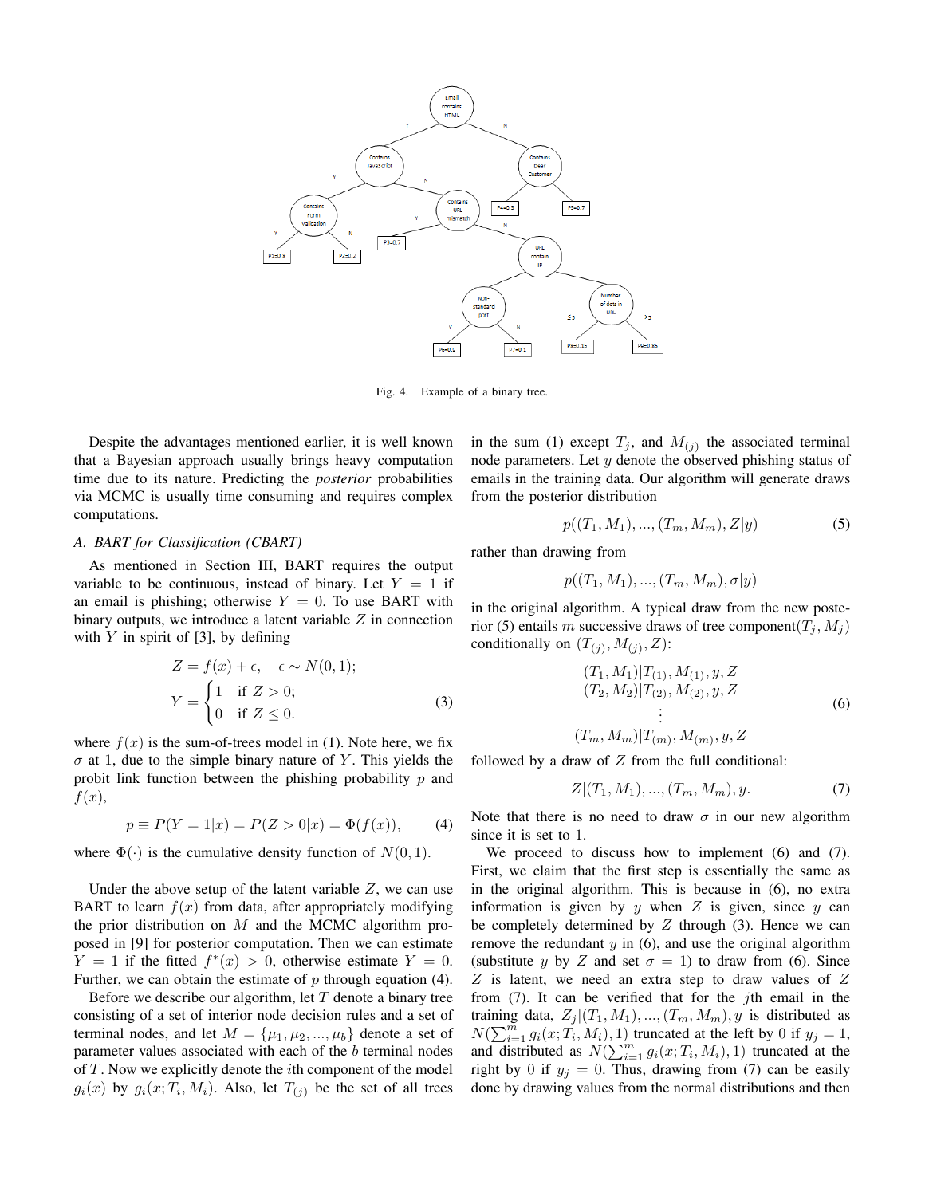Fig. 4. Example of a binary tree.

Despite the advantages mentioned earlier, it is well known that a Bayesian approach usually brings heavy computation time due to its nature. Predicting the *posterior* probabilities via MCMC is usually time consuming and requires complex computations.

### A. BART for Classification (CBART)

As mentioned in Section III, BART requires the output variable to be continuous, instead of binary. Let $Y = 1$ if an email is phishing; otherwise $Y = 0$. To use BART with binary outputs, we introduce a latent variable $Z$ in connection with $Y$ in spirit of [3], by defining

$$\begin{aligned} Z &= f(x) + \epsilon, \quad \epsilon \sim N(0, 1); \\ Y &= \begin{cases} 1 & \text{if } Z > 0; \\ 0 & \text{if } Z \leq 0. \end{cases} \end{aligned} \tag{3}$$

where $f(x)$ is the sum-of-trees model in (1). Note here, we fix $\sigma$ at 1, due to the simple binary nature of $Y$. This yields the probit link function between the phishing probability $p$ and $f(x)$,

$$p \equiv P(Y = 1|x) = P(Z > 0|x) = \Phi(f(x)), \tag{4}$$

where $\Phi(\cdot)$ is the cumulative density function of $N(0, 1)$.

Under the above setup of the latent variable $Z$, we can use BART to learn $f(x)$ from data, after appropriately modifying the prior distribution on $M$ and the MCMC algorithm proposed in [9] for posterior computation. Then we can estimate $Y = 1$ if the fitted $f^*(x) > 0$, otherwise estimate $Y = 0$. Further, we can obtain the estimate of $p$ through equation (4).

Before we describe our algorithm, let $T$ denote a binary tree consisting of a set of interior node decision rules and a set of terminal nodes, and let $M = \{\mu_1, \mu_2, ..., \mu_b\}$ denote a set of parameter values associated with each of the $b$ terminal nodes of $T$. Now we explicitly denote the $i$th component of the model $g_i(x)$ by $g_i(x; T_i, M_i)$. Also, let $T_{(j)}$ be the set of all trees in the sum (1) except $T_j$, and $M_{(j)}$ the associated terminal node parameters. Let $y$ denote the observed phishing status of emails in the training data. Our algorithm will generate draws from the posterior distribution

$$p((T_1, M_1), ..., (T_m, M_m), Z|y) \tag{5}$$

rather than drawing from

$$p((T_1, M_1), ..., (T_m, M_m), \sigma|y)$$

in the original algorithm. A typical draw from the new posterior (5) entails $m$ successive draws of tree component$(T_j, M_j)$ conditionally on $(T_{(j)}, M_{(j)}, Z)$:

$$\begin{gathered} (T_1, M_1)|T_{(1)}, M_{(1)}, y, Z \\ (T_2, M_2)|T_{(2)}, M_{(2)}, y, Z \\ \vdots \\ (T_m, M_m)|T_{(m)}, M_{(m)}, y, Z \end{gathered} \tag{6}$$

followed by a draw of $Z$ from the full conditional:

$$Z|(T_1, M_1), ..., (T_m, M_m), y. \tag{7}$$

Note that there is no need to draw $\sigma$ in our new algorithm since it is set to 1.

We proceed to discuss how to implement (6) and (7). First, we claim that the first step is essentially the same as in the original algorithm. This is because in (6), no extra information is given by $y$ when $Z$ is given, since $y$ can be completely determined by $Z$ through (3). Hence we can remove the redundant $y$ in (6), and use the original algorithm (substitute $y$ by $Z$ and set $\sigma = 1$) to draw from (6). Since $Z$ is latent, we need an extra step to draw values of $Z$ from (7). It can be verified that for the $j$th email in the training data, $Z_j|(T_1, M_1), ..., (T_m, M_m), y$ is distributed as $N(\sum_{i=1}^{m} g_i(x; T_i, M_i), 1)$ truncated at the left by 0 if $y_j = 1$, and distributed as $N(\sum_{i=1}^{m} g_i(x; T_i, M_i), 1)$ truncated at the right by 0 if $y_j = 0$. Thus, drawing from (7) can be easily done by drawing values from the normal distributions and then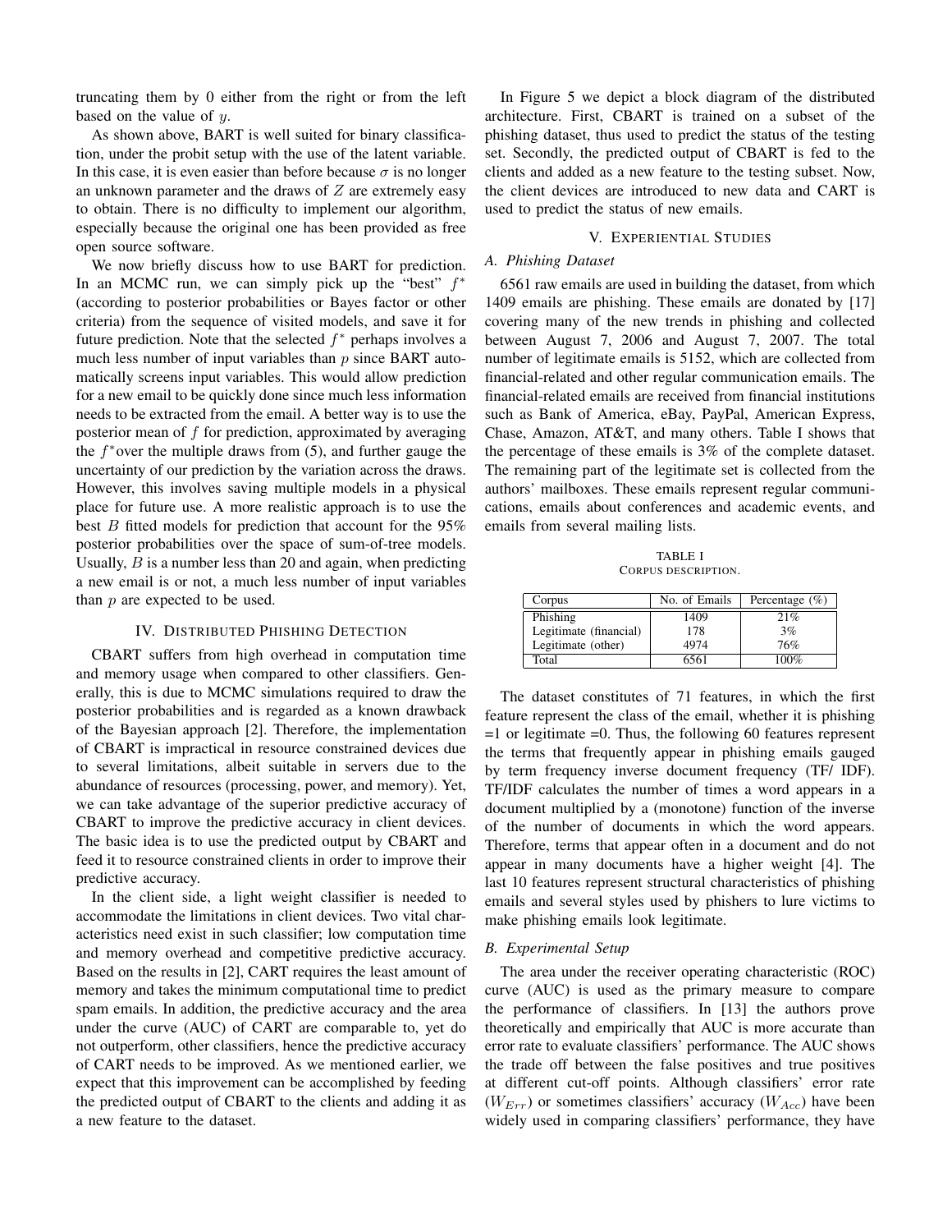truncating them by 0 either from the right or from the left based on the value of $y$.

As shown above, BART is well suited for binary classification, under the probit setup with the use of the latent variable. In this case, it is even easier than before because $\sigma$ is no longer an unknown parameter and the draws of $Z$ are extremely easy to obtain. There is no difficulty to implement our algorithm, especially because the original one has been provided as free open source software.

We now briefly discuss how to use BART for prediction. In an MCMC run, we can simply pick up the "best" $f^*$ (according to posterior probabilities or Bayes factor or other criteria) from the sequence of visited models, and save it for future prediction. Note that the selected $f^*$ perhaps involves a much less number of input variables than $p$ since BART automatically screens input variables. This would allow prediction for a new email to be quickly done since much less information needs to be extracted from the email. A better way is to use the posterior mean of $f$ for prediction, approximated by averaging the $f^*$over the multiple draws from (5), and further gauge the uncertainty of our prediction by the variation across the draws. However, this involves saving multiple models in a physical place for future use. A more realistic approach is to use the best $B$ fitted models for prediction that account for the 95% posterior probabilities over the space of sum-of-tree models. Usually, $B$ is a number less than 20 and again, when predicting a new email is or not, a much less number of input variables than $p$ are expected to be used.

## IV. Distributed Phishing Detection

CBART suffers from high overhead in computation time and memory usage when compared to other classifiers. Generally, this is due to MCMC simulations required to draw the posterior probabilities and is regarded as a known drawback of the Bayesian approach [2]. Therefore, the implementation of CBART is impractical in resource constrained devices due to several limitations, albeit suitable in servers due to the abundance of resources (processing, power, and memory). Yet, we can take advantage of the superior predictive accuracy of CBART to improve the predictive accuracy in client devices. The basic idea is to use the predicted output by CBART and feed it to resource constrained clients in order to improve their predictive accuracy.

In the client side, a light weight classifier is needed to accommodate the limitations in client devices. Two vital characteristics need exist in such classifier; low computation time and memory overhead and competitive predictive accuracy. Based on the results in [2], CART requires the least amount of memory and takes the minimum computational time to predict spam emails. In addition, the predictive accuracy and the area under the curve (AUC) of CART are comparable to, yet do not outperform, other classifiers, hence the predictive accuracy of CART needs to be improved. As we mentioned earlier, we expect that this improvement can be accomplished by feeding the predicted output of CBART to the clients and adding it as a new feature to the dataset.

In Figure 5 we depict a block diagram of the distributed architecture. First, CBART is trained on a subset of the phishing dataset, thus used to predict the status of the testing set. Secondly, the predicted output of CBART is fed to the clients and added as a new feature to the testing subset. Now, the client devices are introduced to new data and CART is used to predict the status of new emails.

## V. Experiential Studies

### A. Phishing Dataset

6561 raw emails are used in building the dataset, from which 1409 emails are phishing. These emails are donated by [17] covering many of the new trends in phishing and collected between August 7, 2006 and August 7, 2007. The total number of legitimate emails is 5152, which are collected from financial-related and other regular communication emails. The financial-related emails are received from financial institutions such as Bank of America, eBay, PayPal, American Express, Chase, Amazon, AT&T, and many others. Table I shows that the percentage of these emails is 3% of the complete dataset. The remaining part of the legitimate set is collected from the authors' mailboxes. These emails represent regular communications, emails about conferences and academic events, and emails from several mailing lists.

TABLE I
Corpus description.

| Corpus | No. of Emails | Percentage (%) |
|---|---|---|
| Phishing | 1409 | 21% |
| Legitimate (financial) | 178 | 3% |
| Legitimate (other) | 4974 | 76% |
| Total | 6561 | 100% |

The dataset constitutes of 71 features, in which the first feature represent the class of the email, whether it is phishing =1 or legitimate =0. Thus, the following 60 features represent the terms that frequently appear in phishing emails gauged by term frequency inverse document frequency (TF/ IDF). TF/IDF calculates the number of times a word appears in a document multiplied by a (monotone) function of the inverse of the number of documents in which the word appears. Therefore, terms that appear often in a document and do not appear in many documents have a higher weight [4]. The last 10 features represent structural characteristics of phishing emails and several styles used by phishers to lure victims to make phishing emails look legitimate.

### B. Experimental Setup

The area under the receiver operating characteristic (ROC) curve (AUC) is used as the primary measure to compare the performance of classifiers. In [13] the authors prove theoretically and empirically that AUC is more accurate than error rate to evaluate classifiers' performance. The AUC shows the trade off between the false positives and true positives at different cut-off points. Although classifiers' error rate ($W_{Err}$) or sometimes classifiers' accuracy ($W_{Acc}$) have been widely used in comparing classifiers' performance, they have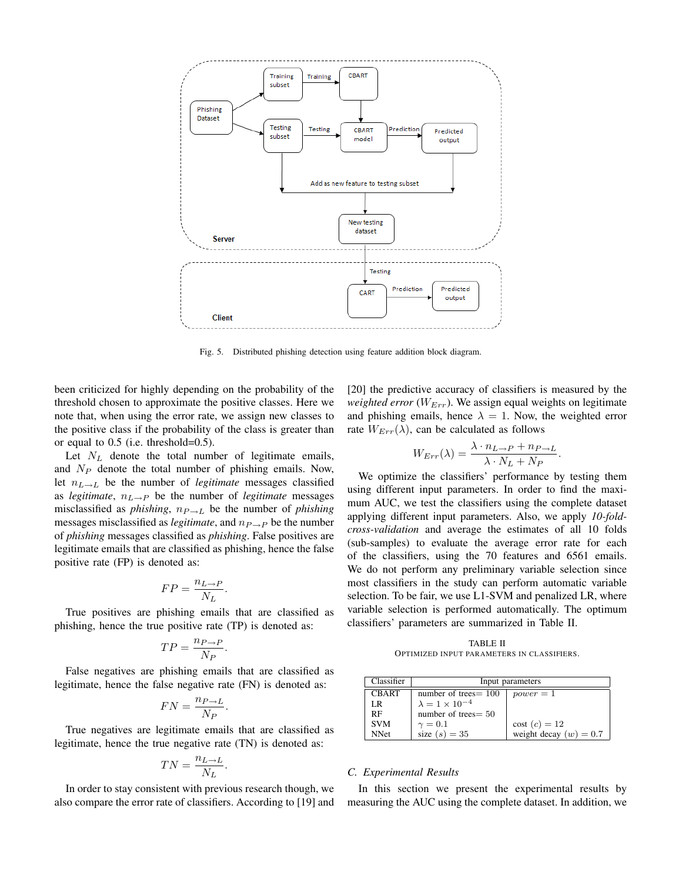Fig. 5. Distributed phishing detection using feature addition block diagram.

been criticized for highly depending on the probability of the threshold chosen to approximate the positive classes. Here we note that, when using the error rate, we assign new classes to the positive class if the probability of the class is greater than or equal to 0.5 (i.e. threshold=0.5).

Let $N_L$ denote the total number of legitimate emails, and $N_P$ denote the total number of phishing emails. Now, let $n_{L \to L}$ be the number of *legitimate* messages classified as *legitimate*, $n_{L \to P}$ be the number of *legitimate* messages misclassified as *phishing*, $n_{P \to L}$ be the number of *phishing* messages misclassified as *legitimate*, and $n_{P \to P}$ be the number of *phishing* messages classified as *phishing*. False positives are legitimate emails that are classified as phishing, hence the false positive rate (FP) is denoted as:

$$FP = \frac{n_{L \to P}}{N_L}.$$

True positives are phishing emails that are classified as phishing, hence the true positive rate (TP) is denoted as:

$$TP = \frac{n_{P \to P}}{N_P}.$$

False negatives are phishing emails that are classified as legitimate, hence the false negative rate (FN) is denoted as:

$$FN = \frac{n_{P \to L}}{N_P}.$$

True negatives are legitimate emails that are classified as legitimate, hence the true negative rate (TN) is denoted as:

$$TN = \frac{n_{L \to L}}{N_L}.$$

In order to stay consistent with previous research though, we also compare the error rate of classifiers. According to [19] and [20] the predictive accuracy of classifiers is measured by the *weighted error* ($W_{Err}$). We assign equal weights on legitimate and phishing emails, hence $\lambda = 1$. Now, the weighted error rate $W_{Err}(\lambda)$, can be calculated as follows

$$W_{Err}(\lambda) = \frac{\lambda \cdot n_{L \to P} + n_{P \to L}}{\lambda \cdot N_L + N_P}.$$

We optimize the classifiers' performance by testing them using different input parameters. In order to find the maximum AUC, we test the classifiers using the complete dataset applying different input parameters. Also, we apply *10-fold-cross-validation* and average the estimates of all 10 folds (sub-samples) to evaluate the average error rate for each of the classifiers, using the 70 features and 6561 emails. We do not perform any preliminary variable selection since most classifiers in the study can perform automatic variable selection. To be fair, we use L1-SVM and penalized LR, where variable selection is performed automatically. The optimum classifiers' parameters are summarized in Table II.

TABLE II
OPTIMIZED INPUT PARAMETERS IN CLASSIFIERS.

| Classifier | Input parameters | |
|---|---|---|
| CBART | number of trees= 100 | $power = 1$ |
| LR | $\lambda = 1 \times 10^{-4}$ | |
| RF | number of trees= 50 | |
| SVM | $\gamma = 0.1$ | cost $(c) = 12$ |
| NNet | size $(s) = 35$ | weight decay $(w) = 0.7$ |

### C. Experimental Results

In this section we present the experimental results by measuring the AUC using the complete dataset. In addition, we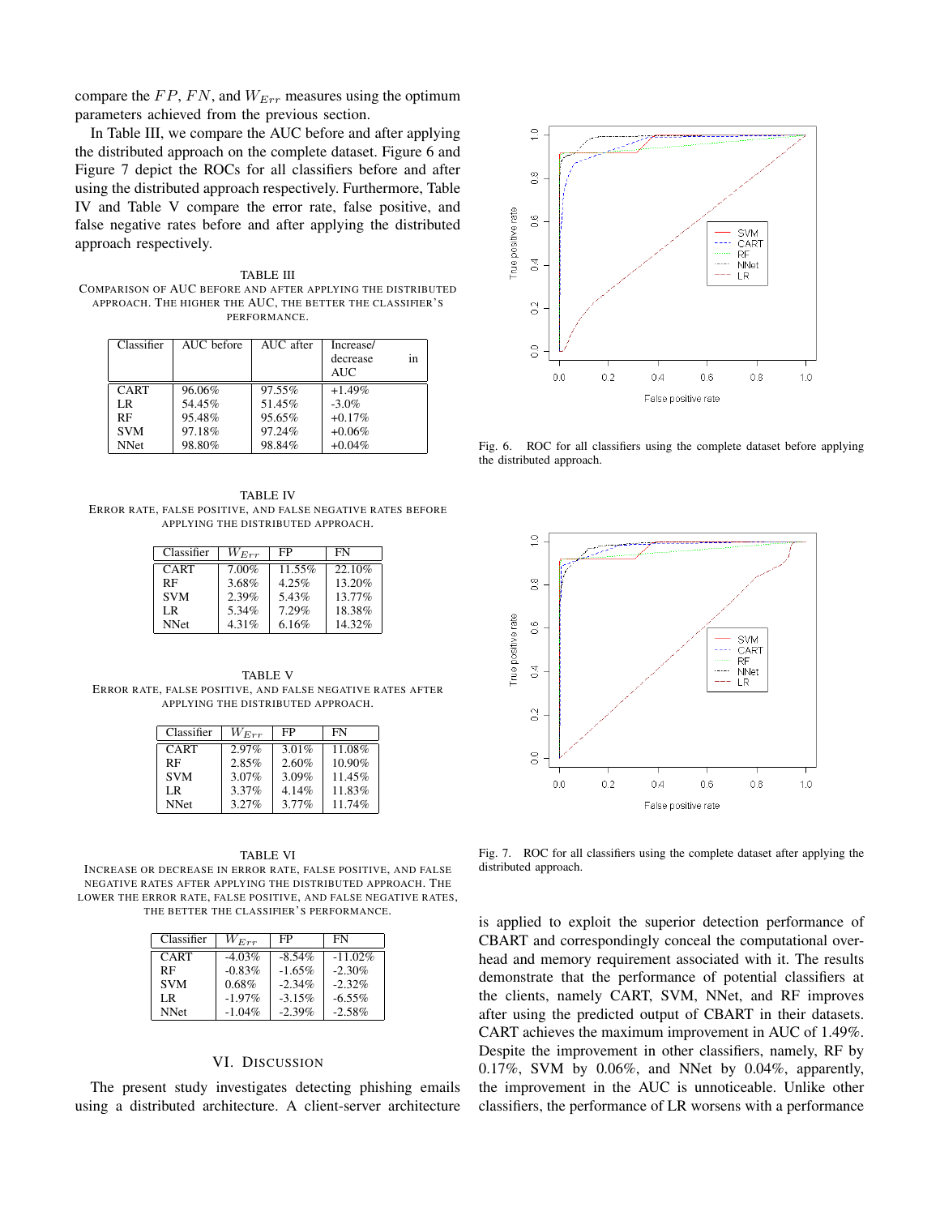compare the $FP$, $FN$, and $W_{Err}$ measures using the optimum parameters achieved from the previous section.

In Table III, we compare the AUC before and after applying the distributed approach on the complete dataset. Figure 6 and Figure 7 depict the ROCs for all classifiers before and after using the distributed approach respectively. Furthermore, Table IV and Table V compare the error rate, false positive, and false negative rates before and after applying the distributed approach respectively.

TABLE III
COMPARISON OF AUC BEFORE AND AFTER APPLYING THE DISTRIBUTED APPROACH. THE HIGHER THE AUC, THE BETTER THE CLASSIFIER'S PERFORMANCE.

| Classifier | AUC before | AUC after | Increase/ decrease in AUC |
|---|---|---|---|
| CART | 96.06% | 97.55% | +1.49% |
| LR | 54.45% | 51.45% | -3.0% |
| RF | 95.48% | 95.65% | +0.17% |
| SVM | 97.18% | 97.24% | +0.06% |
| NNet | 98.80% | 98.84% | +0.04% |

TABLE IV
ERROR RATE, FALSE POSITIVE, AND FALSE NEGATIVE RATES BEFORE APPLYING THE DISTRIBUTED APPROACH.

| Classifier | $W_{Err}$ | FP | FN |
|---|---|---|---|
| CART | 7.00% | 11.55% | 22.10% |
| RF | 3.68% | 4.25% | 13.20% |
| SVM | 2.39% | 5.43% | 13.77% |
| LR | 5.34% | 7.29% | 18.38% |
| NNet | 4.31% | 6.16% | 14.32% |

TABLE V
ERROR RATE, FALSE POSITIVE, AND FALSE NEGATIVE RATES AFTER APPLYING THE DISTRIBUTED APPROACH.

| Classifier | $W_{Err}$ | FP | FN |
|---|---|---|---|
| CART | 2.97% | 3.01% | 11.08% |
| RF | 2.85% | 2.60% | 10.90% |
| SVM | 3.07% | 3.09% | 11.45% |
| LR | 3.37% | 4.14% | 11.83% |
| NNet | 3.27% | 3.77% | 11.74% |

TABLE VI
INCREASE OR DECREASE IN ERROR RATE, FALSE POSITIVE, AND FALSE NEGATIVE RATES AFTER APPLYING THE DISTRIBUTED APPROACH. THE LOWER THE ERROR RATE, FALSE POSITIVE, AND FALSE NEGATIVE RATES, THE BETTER THE CLASSIFIER'S PERFORMANCE.

| Classifier | $W_{Err}$ | FP | FN |
|---|---|---|---|
| CART | -4.03% | -8.54% | -11.02% |
| RF | -0.83% | -1.65% | -2.30% |
| SVM | 0.68% | -2.34% | -2.32% |
| LR | -1.97% | -3.15% | -6.55% |
| NNet | -1.04% | -2.39% | -2.58% |

## VI. DISCUSSION

The present study investigates detecting phishing emails using a distributed architecture. A client-server architecture is applied to exploit the superior detection performance of CBART and correspondingly conceal the computational overhead and memory requirement associated with it. The results demonstrate that the performance of potential classifiers at the clients, namely CART, SVM, NNet, and RF improves after using the predicted output of CBART in their datasets. CART achieves the maximum improvement in AUC of 1.49%. Despite the improvement in other classifiers, namely, RF by 0.17%, SVM by 0.06%, and NNet by 0.04%, apparently, the improvement in the AUC is unnoticeable. Unlike other classifiers, the performance of LR worsens with a performance

Fig. 6. ROC for all classifiers using the complete dataset before applying the distributed approach.

Fig. 7. ROC for all classifiers using the complete dataset after applying the distributed approach.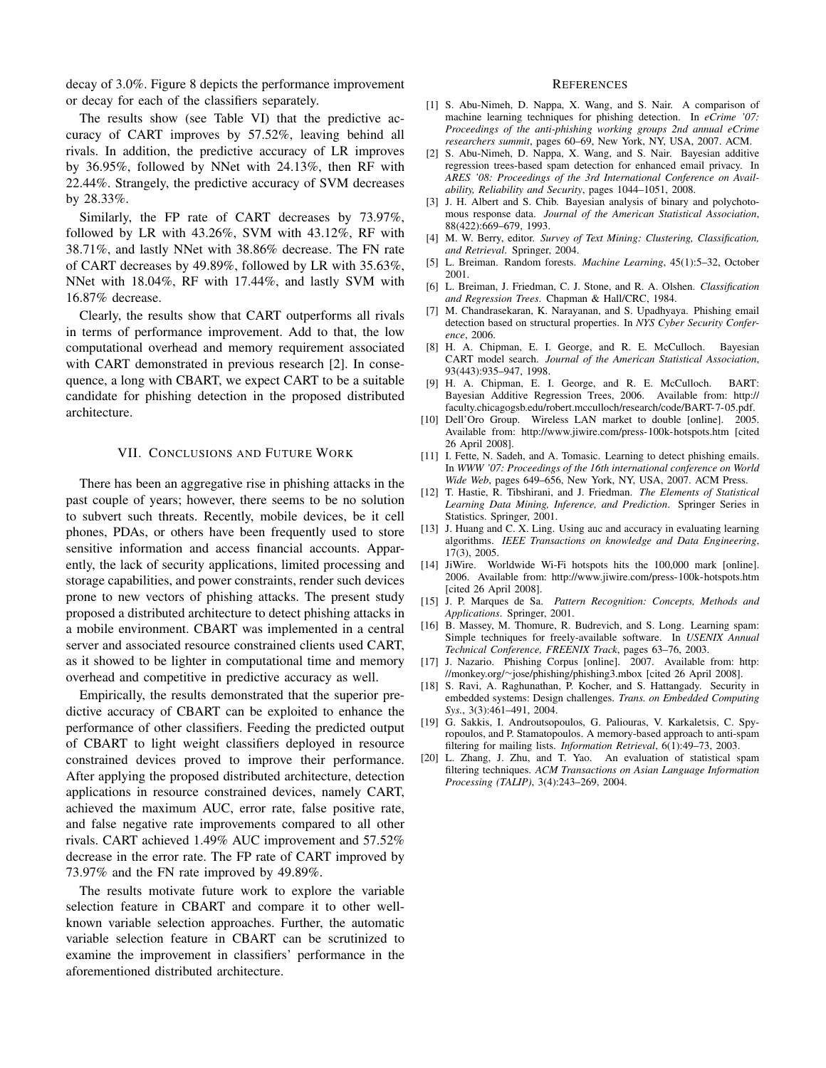decay of 3.0%. Figure 8 depicts the performance improvement or decay for each of the classifiers separately.

The results show (see Table VI) that the predictive accuracy of CART improves by 57.52%, leaving behind all rivals. In addition, the predictive accuracy of LR improves by 36.95%, followed by NNet with 24.13%, then RF with 22.44%. Strangely, the predictive accuracy of SVM decreases by 28.33%.

Similarly, the FP rate of CART decreases by 73.97%, followed by LR with 43.26%, SVM with 43.12%, RF with 38.71%, and lastly NNet with 38.86% decrease. The FN rate of CART decreases by 49.89%, followed by LR with 35.63%, NNet with 18.04%, RF with 17.44%, and lastly SVM with 16.87% decrease.

Clearly, the results show that CART outperforms all rivals in terms of performance improvement. Add to that, the low computational overhead and memory requirement associated with CART demonstrated in previous research [2]. In consequence, a long with CBART, we expect CART to be a suitable candidate for phishing detection in the proposed distributed architecture.

## VII. Conclusions and Future Work

There has been an aggregative rise in phishing attacks in the past couple of years; however, there seems to be no solution to subvert such threats. Recently, mobile devices, be it cell phones, PDAs, or others have been frequently used to store sensitive information and access financial accounts. Apparently, the lack of security applications, limited processing and storage capabilities, and power constraints, render such devices prone to new vectors of phishing attacks. The present study proposed a distributed architecture to detect phishing attacks in a mobile environment. CBART was implemented in a central server and associated resource constrained clients used CART, as it showed to be lighter in computational time and memory overhead and competitive in predictive accuracy as well.

Empirically, the results demonstrated that the superior predictive accuracy of CBART can be exploited to enhance the performance of other classifiers. Feeding the predicted output of CBART to light weight classifiers deployed in resource constrained devices proved to improve their performance. After applying the proposed distributed architecture, detection applications in resource constrained devices, namely CART, achieved the maximum AUC, error rate, false positive rate, and false negative rate improvements compared to all other rivals. CART achieved 1.49% AUC improvement and 57.52% decrease in the error rate. The FP rate of CART improved by 73.97% and the FN rate improved by 49.89%.

The results motivate future work to explore the variable selection feature in CBART and compare it to other well-known variable selection approaches. Further, the automatic variable selection feature in CBART can be scrutinized to examine the improvement in classifiers' performance in the aforementioned distributed architecture.

## References

[1] S. Abu-Nimeh, D. Nappa, X. Wang, and S. Nair. A comparison of machine learning techniques for phishing detection. In *eCrime '07: Proceedings of the anti-phishing working groups 2nd annual eCrime researchers summit*, pages 60–69, New York, NY, USA, 2007. ACM.

[2] S. Abu-Nimeh, D. Nappa, X. Wang, and S. Nair. Bayesian additive regression trees-based spam detection for enhanced email privacy. In *ARES '08: Proceedings of the 3rd International Conference on Availability, Reliability and Security*, pages 1044–1051, 2008.

[3] J. H. Albert and S. Chib. Bayesian analysis of binary and polychotomous response data. *Journal of the American Statistical Association*, 88(422):669–679, 1993.

[4] M. W. Berry, editor. *Survey of Text Mining: Clustering, Classification, and Retrieval*. Springer, 2004.

[5] L. Breiman. Random forests. *Machine Learning*, 45(1):5–32, October 2001.

[6] L. Breiman, J. Friedman, C. J. Stone, and R. A. Olshen. *Classification and Regression Trees*. Chapman & Hall/CRC, 1984.

[7] M. Chandrasekaran, K. Narayanan, and S. Upadhyaya. Phishing email detection based on structural properties. In *NYS Cyber Security Conference*, 2006.

[8] H. A. Chipman, E. I. George, and R. E. McCulloch. Bayesian CART model search. *Journal of the American Statistical Association*, 93(443):935–947, 1998.

[9] H. A. Chipman, E. I. George, and R. E. McCulloch. BART: Bayesian Additive Regression Trees, 2006. Available from: http://faculty.chicagogsb.edu/robert.mcculloch/research/code/BART-7-05.pdf.

[10] Dell'Oro Group. Wireless LAN market to double [online]. 2005. Available from: http://www.jiwire.com/press-100k-hotspots.htm [cited 26 April 2008].

[11] I. Fette, N. Sadeh, and A. Tomasic. Learning to detect phishing emails. In *WWW '07: Proceedings of the 16th international conference on World Wide Web*, pages 649–656, New York, NY, USA, 2007. ACM Press.

[12] T. Hastie, R. Tibshirani, and J. Friedman. *The Elements of Statistical Learning Data Mining, Inference, and Prediction*. Springer Series in Statistics. Springer, 2001.

[13] J. Huang and C. X. Ling. Using auc and accuracy in evaluating learning algorithms. *IEEE Transactions on knowledge and Data Engineering*, 17(3), 2005.

[14] JiWire. Worldwide Wi-Fi hotspots hits the 100,000 mark [online]. 2006. Available from: http://www.jiwire.com/press-100k-hotspots.htm [cited 26 April 2008].

[15] J. P. Marques de Sa. *Pattern Recognition: Concepts, Methods and Applications*. Springer, 2001.

[16] B. Massey, M. Thomure, R. Budrevich, and S. Long. Learning spam: Simple techniques for freely-available software. In *USENIX Annual Technical Conference, FREENIX Track*, pages 63–76, 2003.

[17] J. Nazario. Phishing Corpus [online]. 2007. Available from: http://monkey.org/~jose/phishing/phishing3.mbox [cited 26 April 2008].

[18] S. Ravi, A. Raghunathan, P. Kocher, and S. Hattangady. Security in embedded systems: Design challenges. *Trans. on Embedded Computing Sys.*, 3(3):461–491, 2004.

[19] G. Sakkis, I. Androutsopoulos, G. Paliouras, V. Karkaletsis, C. Spyropoulos, and P. Stamatopoulos. A memory-based approach to anti-spam filtering for mailing lists. *Information Retrieval*, 6(1):49–73, 2003.

[20] L. Zhang, J. Zhu, and T. Yao. An evaluation of statistical spam filtering techniques. *ACM Transactions on Asian Language Information Processing (TALIP)*, 3(4):243–269, 2004.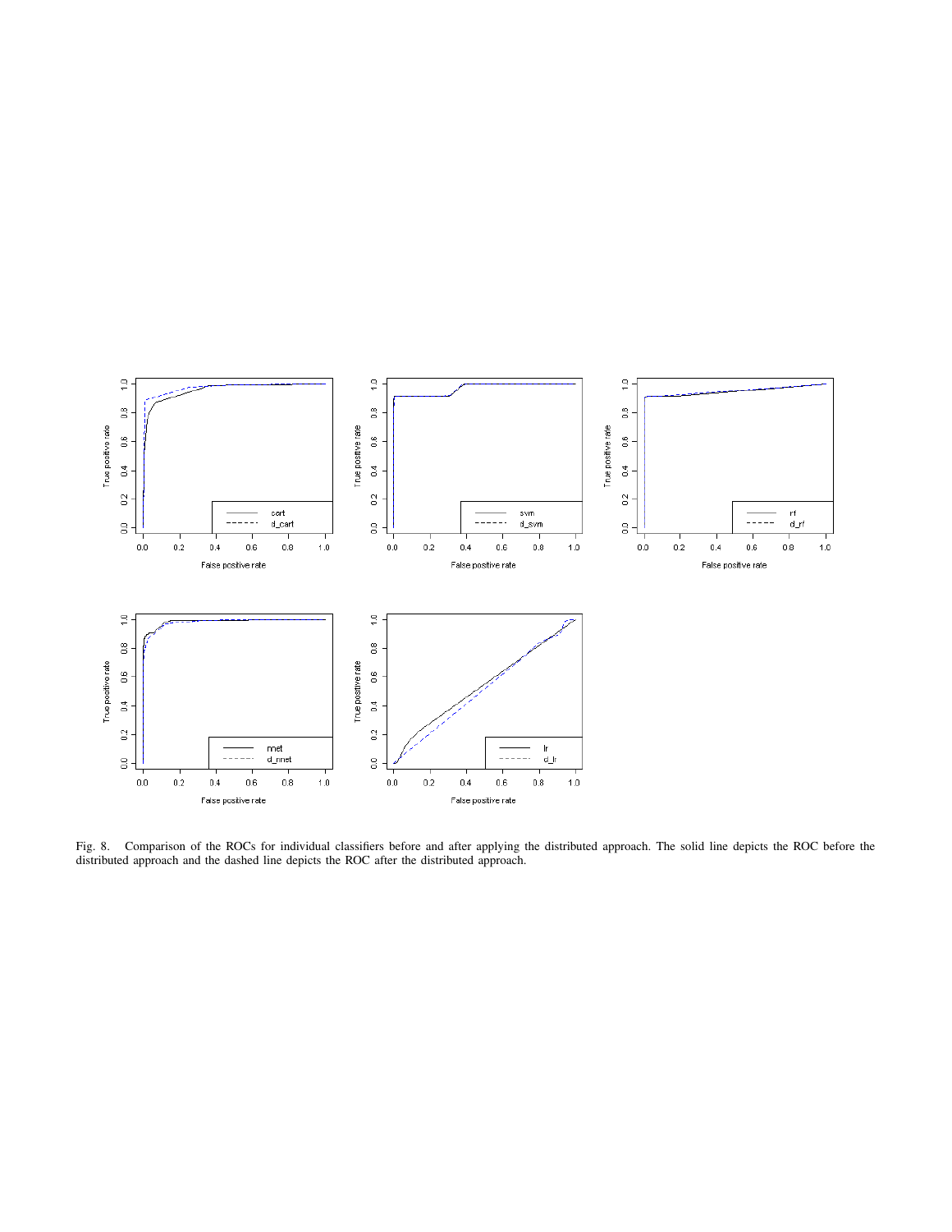True positive rate
0.0 0.2 0.4 0.6 0.8 1.0
False positive rate
0.0 0.2 0.4 0.6 0.8 1.0
cart
d_cart

True positive rate
0.0 0.2 0.4 0.6 0.8 1.0
False positive rate
0.0 0.2 0.4 0.6 0.8 1.0
svm
d_svm

True positive rate
0.0 0.2 0.4 0.6 0.8 1.0
False positive rate
0.0 0.2 0.4 0.6 0.8 1.0
rf
d_rf

True positive rate
0.0 0.2 0.4 0.6 0.8 1.0
False positive rate
0.0 0.2 0.4 0.6 0.8 1.0
nnet
d_nnet

True positive rate
0.0 0.2 0.4 0.6 0.8 1.0
False positive rate
0.0 0.2 0.4 0.6 0.8 1.0
lr
d_lr

Fig. 8. Comparison of the ROCs for individual classifiers before and after applying the distributed approach. The solid line depicts the ROC before the distributed approach and the dashed line depicts the ROC after the distributed approach.